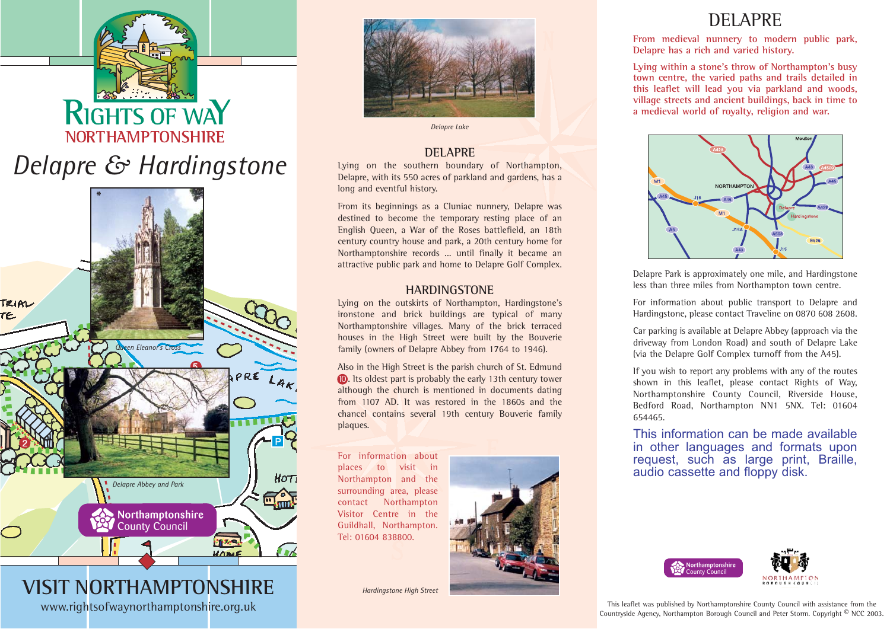RIGHTS OF WAY
NORTHAMPTONSHIRE

# Delapre & Hardingstone

Queen Eleanor's Cross

Delapre Abbey and Park

Northamptonshire County Council

## VISIT NORTHAMPTONSHIRE

www.rightsofwaynorthamptonshire.org.uk

Delapre Lake

## DELAPRE

Lying on the southern boundary of Northampton, Delapre, with its 550 acres of parkland and gardens, has a long and eventful history.

From its beginnings as a Cluniac nunnery, Delapre was destined to become the temporary resting place of an English Queen, a War of the Roses battlefield, an 18th century country house and park, a 20th century home for Northamptonshire records ... until finally it became an attractive public park and home to Delapre Golf Complex.

## HARDINGSTONE

Lying on the outskirts of Northampton, Hardingstone's ironstone and brick buildings are typical of many Northamptonshire villages. Many of the brick terraced houses in the High Street were built by the Bouverie family (owners of Delapre Abbey from 1764 to 1946).

Also in the High Street is the parish church of St. Edmund (10). Its oldest part is probably the early 13th century tower although the church is mentioned in documents dating from 1107 AD. It was restored in the 1860s and the chancel contains several 19th century Bouverie family plaques.

For information about places to visit in Northampton and the surrounding area, please contact Northampton Visitor Centre in the Guildhall, Northampton. Tel: 01604 838800.

Hardingstone High Street

# DELAPRE

From medieval nunnery to modern public park, Delapre has a rich and varied history.

Lying within a stone's throw of Northampton's busy town centre, the varied paths and trails detailed in this leaflet will lead you via parkland and woods, village streets and ancient buildings, back in time to a medieval world of royalty, religion and war.

Delapre Park is approximately one mile, and Hardingstone less than three miles from Northampton town centre.

For information about public transport to Delapre and Hardingstone, please contact Traveline on 0870 608 2608.

Car parking is available at Delapre Abbey (approach via the driveway from London Road) and south of Delapre Lake (via the Delapre Golf Complex turnoff from the A45).

If you wish to report any problems with any of the routes shown in this leaflet, please contact Rights of Way, Northamptonshire County Council, Riverside House, Bedford Road, Northampton NN1 5NX. Tel: 01604 654465.

This information can be made available in other languages and formats upon request, such as large print, Braille, audio cassette and floppy disk.

Northamptonshire County Council

Northampton Borough Council

This leaflet was published by Northamptonshire County Council with assistance from the Countryside Agency, Northampton Borough Council and Peter Storm. Copyright © NCC 2003.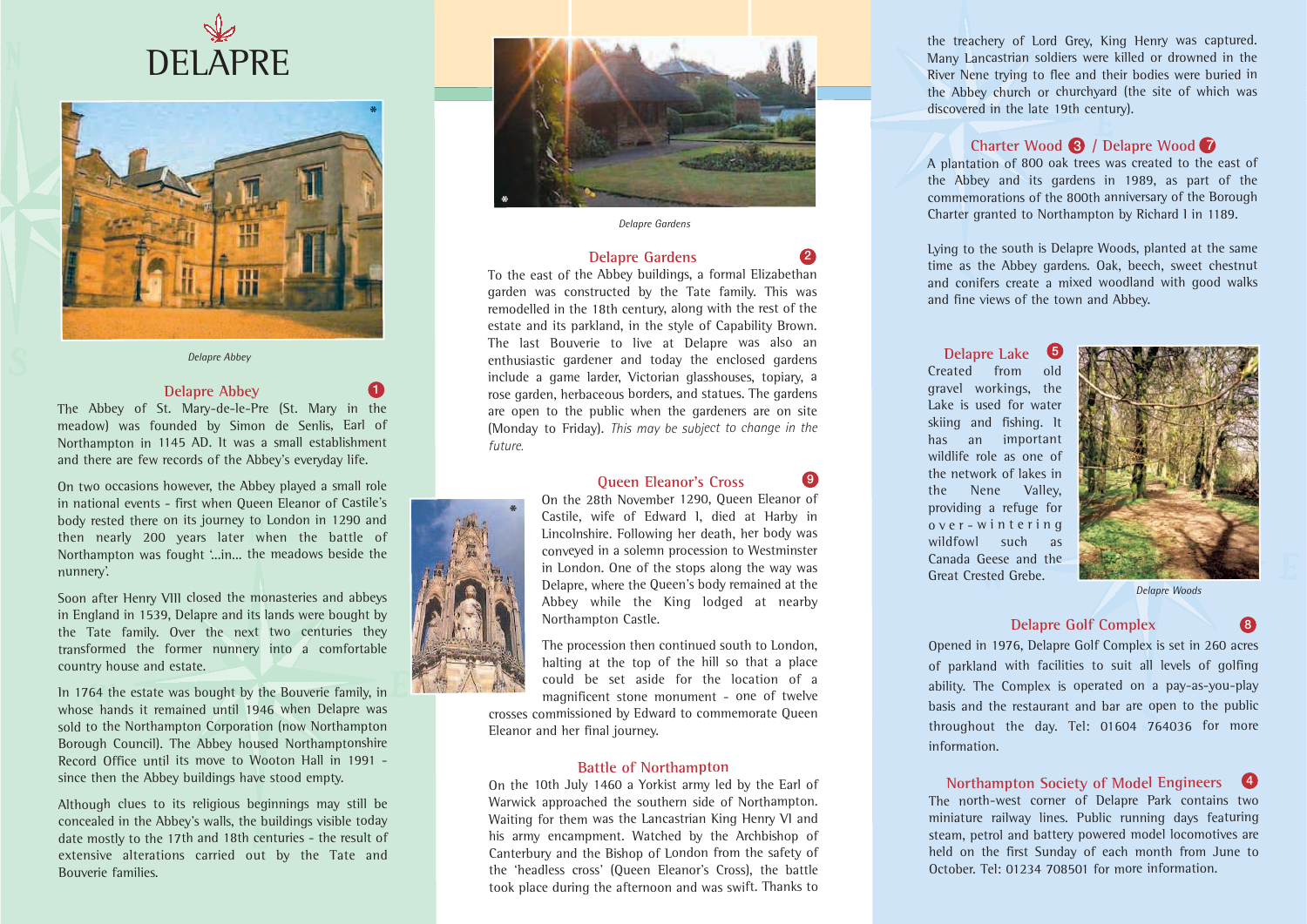# DELAPRE

*Delapre Abbey*

## Delapre Abbey (1)

The Abbey of St. Mary-de-le-Pre (St. Mary in the meadow) was founded by Simon de Senlis, Earl of Northampton in 1145 AD. It was a small establishment and there are few records of the Abbey's everyday life.

On two occasions however, the Abbey played a small role in national events - first when Queen Eleanor of Castile's body rested there on its journey to London in 1290 and then nearly 200 years later when the battle of Northampton was fought '...in... the meadows beside the nunnery'.

Soon after Henry VIII closed the monasteries and abbeys in England in 1539, Delapre and its lands were bought by the Tate family. Over the next two centuries they transformed the former nunnery into a comfortable country house and estate.

In 1764 the estate was bought by the Bouverie family, in whose hands it remained until 1946 when Delapre was sold to the Northampton Corporation (now Northampton Borough Council). The Abbey housed Northamptonshire Record Office until its move to Wooton Hall in 1991 - since then the Abbey buildings have stood empty.

Although clues to its religious beginnings may still be concealed in the Abbey's walls, the buildings visible today date mostly to the 17th and 18th centuries - the result of extensive alterations carried out by the Tate and Bouverie families.

*Delapre Gardens*

## Delapre Gardens (2)

To the east of the Abbey buildings, a formal Elizabethan garden was constructed by the Tate family. This was remodelled in the 18th century, along with the rest of the estate and its parkland, in the style of Capability Brown. The last Bouverie to live at Delapre was also an enthusiastic gardener and today the enclosed gardens include a game larder, Victorian glasshouses, topiary, a rose garden, herbaceous borders, and statues. The gardens are open to the public when the gardeners are on site (Monday to Friday). *This may be subject to change in the future.*

## Queen Eleanor's Cross (9)

On the 28th November 1290, Queen Eleanor of Castile, wife of Edward I, died at Harby in Lincolnshire. Following her death, her body was conveyed in a solemn procession to Westminster in London. One of the stops along the way was Delapre, where the Queen's body remained at the Abbey while the King lodged at nearby Northampton Castle.

The procession then continued south to London, halting at the top of the hill so that a place could be set aside for the location of a magnificent stone monument - one of twelve crosses commissioned by Edward to commemorate Queen Eleanor and her final journey.

## Battle of Northampton

On the 10th July 1460 a Yorkist army led by the Earl of Warwick approached the southern side of Northampton. Waiting for them was the Lancastrian King Henry VI and his army encampment. Watched by the Archbishop of Canterbury and the Bishop of London from the safety of the 'headless cross' (Queen Eleanor's Cross), the battle took place during the afternoon and was swift. Thanks to the treachery of Lord Grey, King Henry was captured. Many Lancastrian soldiers were killed or drowned in the River Nene trying to flee and their bodies were buried in the Abbey church or churchyard (the site of which was discovered in the late 19th century).

## Charter Wood (3) / Delapre Wood (7)

A plantation of 800 oak trees was created to the east of the Abbey and its gardens in 1989, as part of the commemorations of the 800th anniversary of the Borough Charter granted to Northampton by Richard I in 1189.

Lying to the south is Delapre Woods, planted at the same time as the Abbey gardens. Oak, beech, sweet chestnut and conifers create a mixed woodland with good walks and fine views of the town and Abbey.

## Delapre Lake (5)

Created from old gravel workings, the Lake is used for water skiing and fishing. It has an important wildlife role as one of the network of lakes in the Nene Valley, providing a refuge for over-wintering wildfowl such as Canada Geese and the Great Crested Grebe.

*Delapre Woods*

## Delapre Golf Complex (8)

Opened in 1976, Delapre Golf Complex is set in 260 acres of parkland with facilities to suit all levels of golfing ability. The Complex is operated on a pay-as-you-play basis and the restaurant and bar are open to the public throughout the day. Tel: 01604 764036 for more information.

## Northampton Society of Model Engineers (4)

The north-west corner of Delapre Park contains two miniature railway lines. Public running days featuring steam, petrol and battery powered model locomotives are held on the first Sunday of each month from June to October. Tel: 01234 708501 for more information.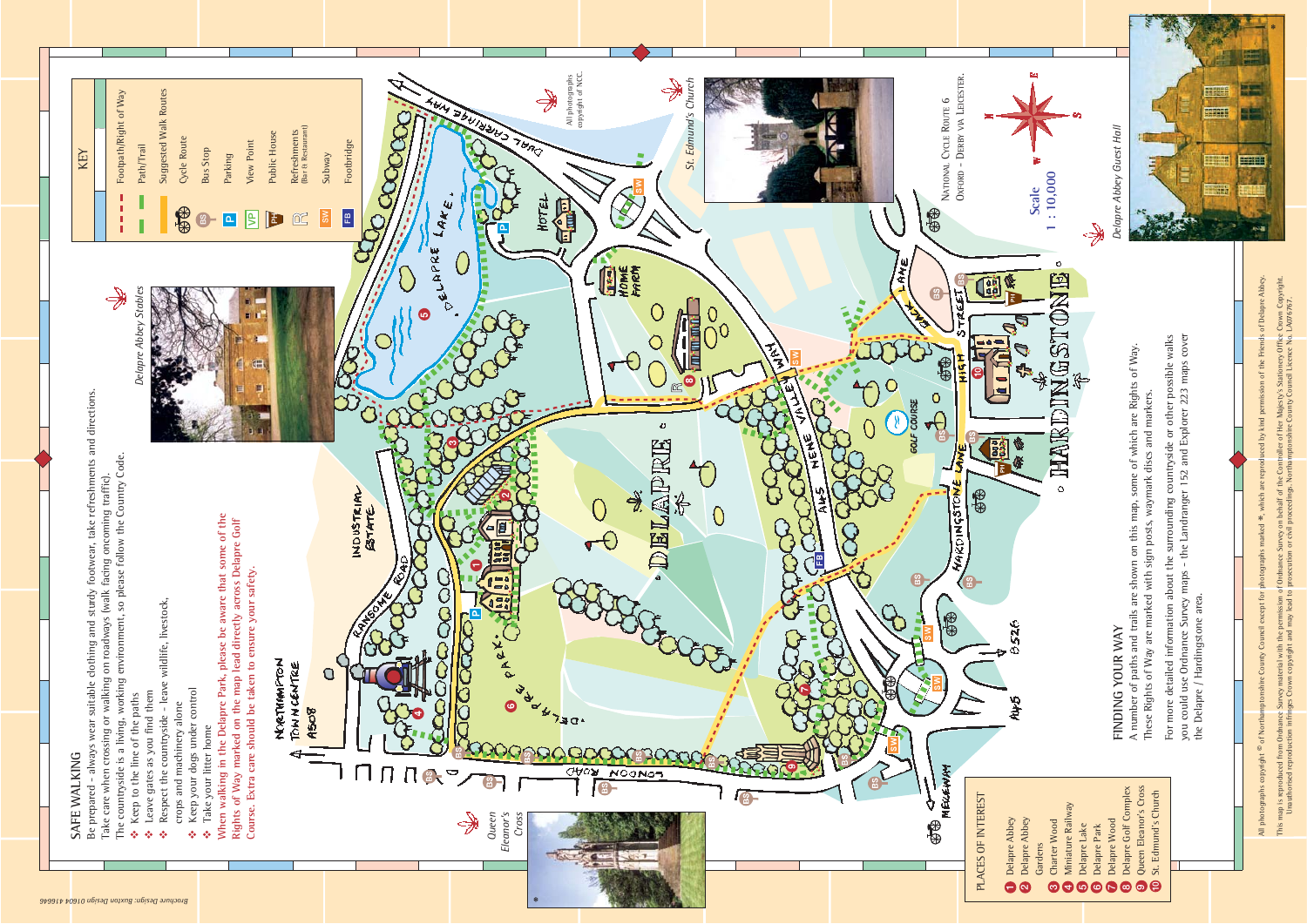## SAFE WALKING

Be prepared - always wear suitable clothing and sturdy footwear, take refreshments and directions.

Take care when crossing or walking on roadways (walk facing oncoming traffic).

The countryside is a living, working environment, so please follow the Country Code.

- Keep to the line of the paths
- Leave gates as you find them
- Respect the countryside - leave wildlife, livestock, crops and machinery alone
- Keep your dogs under control
- Take your litter home

When walking in the Delapre Park, please be aware that some of the Rights of Way marked on the map lead directly across Delapre Golf Course. Extra care should be taken to ensure your safety.

## KEY

- Footpath/Right of Way
- Path/Trail
- Suggested Walk Routes
- Cycle Route
- Bus Stop
- Parking
- View Point
- Public House
- Refreshments (Bar & Restaurant)
- Subway
- Footbridge

Delapre Abbey Stables

Queen Eleanor's Cross

St. Edmund's Church

Delapre Abbey Guest Hall

All photographs copyright of NCC.

National Cycle Route 6
Oxford - Derby via Leicester.

Scale
1 : 10,000

NORTHAMPTON TOWN CENTRE A508

INDUSTRIAL ESTATE

RANSOME ROAD

DELAPRE PARK

DELAPRE LAKE

DUAL CARRIAGE WAY

HOTEL

HOME FARM

DELAPRE

NENE VALLEY WAY

A45

GOLF COURSE

BACK LANE

HIGH STREET

HARDINGSTONE LANE

HARDINGSTONE

LONDON ROAD

NEWPORT PAGNELL ROAD / A45 / B526

## PLACES OF INTEREST

1. Delapre Abbey
2. Delapre Abbey Gardens
3. Charter Wood
4. Miniature Railway
5. Delapre Lake
6. Delapre Park
7. Delapre Wood
8. Delapre Golf Complex
9. Queen Eleanor's Cross
10. St. Edmund's Church

## FINDING YOUR WAY

A number of paths and trails are shown on this map, some of which are Rights of Way. These Rights of Way are marked with sign posts, waymark discs and markers.

For more detailed information about the surrounding countryside or other possible walks you could use Ordnance Survey maps - the Landranger 152 and Explorer 223 maps cover the Delapre / Hardingstone area.

All photographs copyright © of Northamptonshire County Council except for photographs marked *, which are reproduced by kind permission of the Friends of Delapre Abbey.

This map is reproduced from Ordnance Survey material with the permission of Ordnance Survey on behalf of the Controller of Her Majesty's Stationery Office Crown Copyright. Unauthorised reproduction infringes Crown copyright and may lead to prosecution or civil proceedings. Northamptonshire County Council Licence No. LA076767.

Brochure Design: Buxton Design 01604 416646